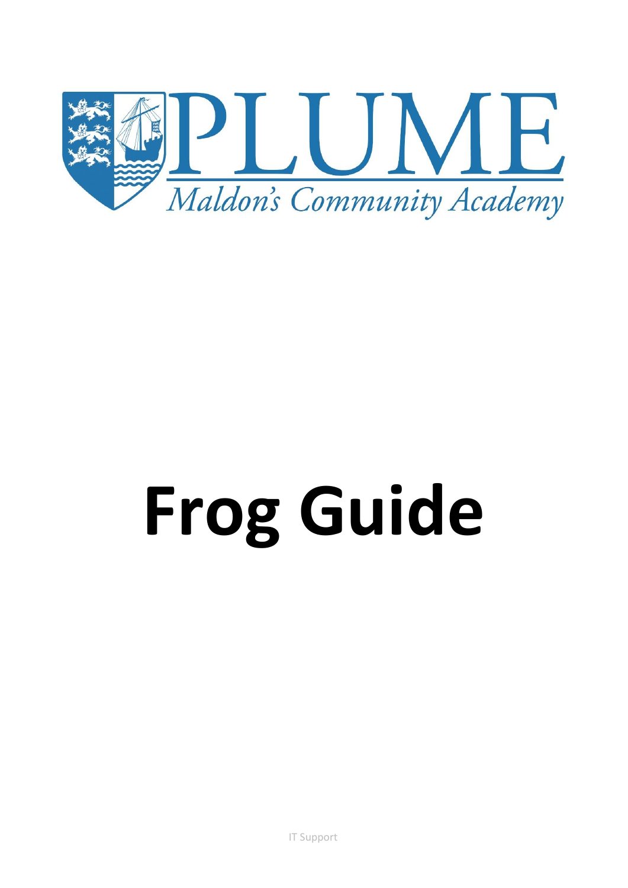PLUME

*Maldon's Community Academy*

# Frog Guide

IT Support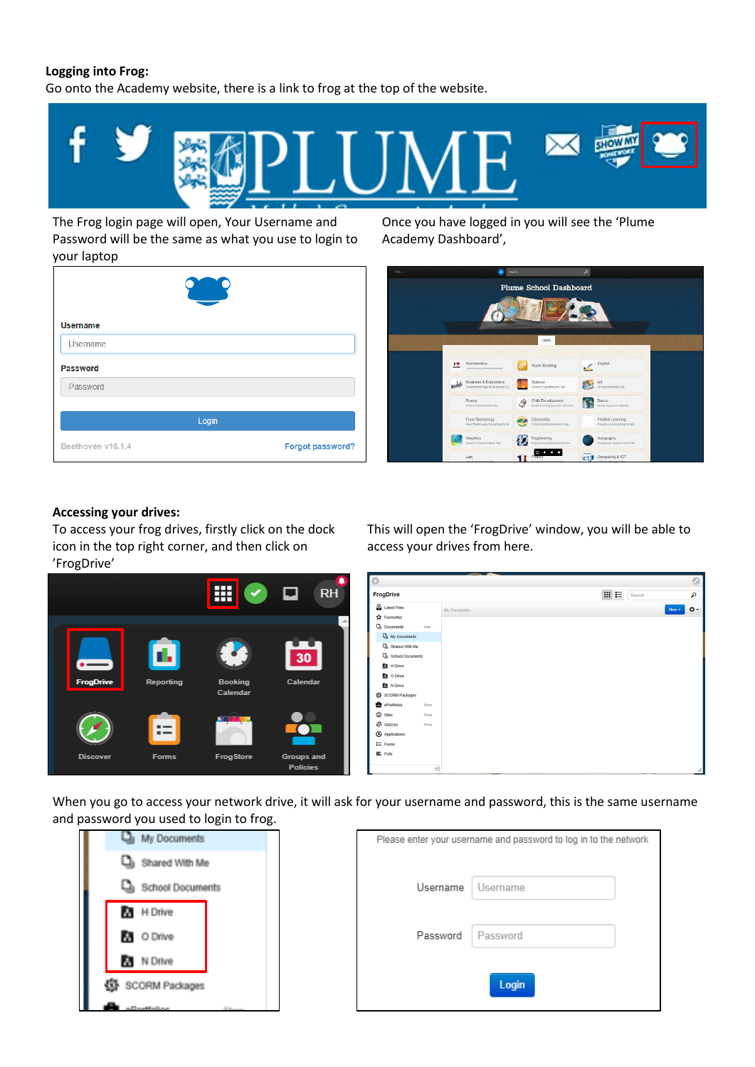**Logging into Frog:**

Go onto the Academy website, there is a link to frog at the top of the website.

The Frog login page will open, Your Username and Password will be the same as what you use to login to your laptop

Once you have logged in you will see the 'Plume Academy Dashboard',

**Accessing your drives:**

To access your frog drives, firstly click on the dock icon in the top right corner, and then click on 'FrogDrive'

This will open the 'FrogDrive' window, you will be able to access your drives from here.

When you go to access your network drive, it will ask for your username and password, this is the same username and password you used to login to frog.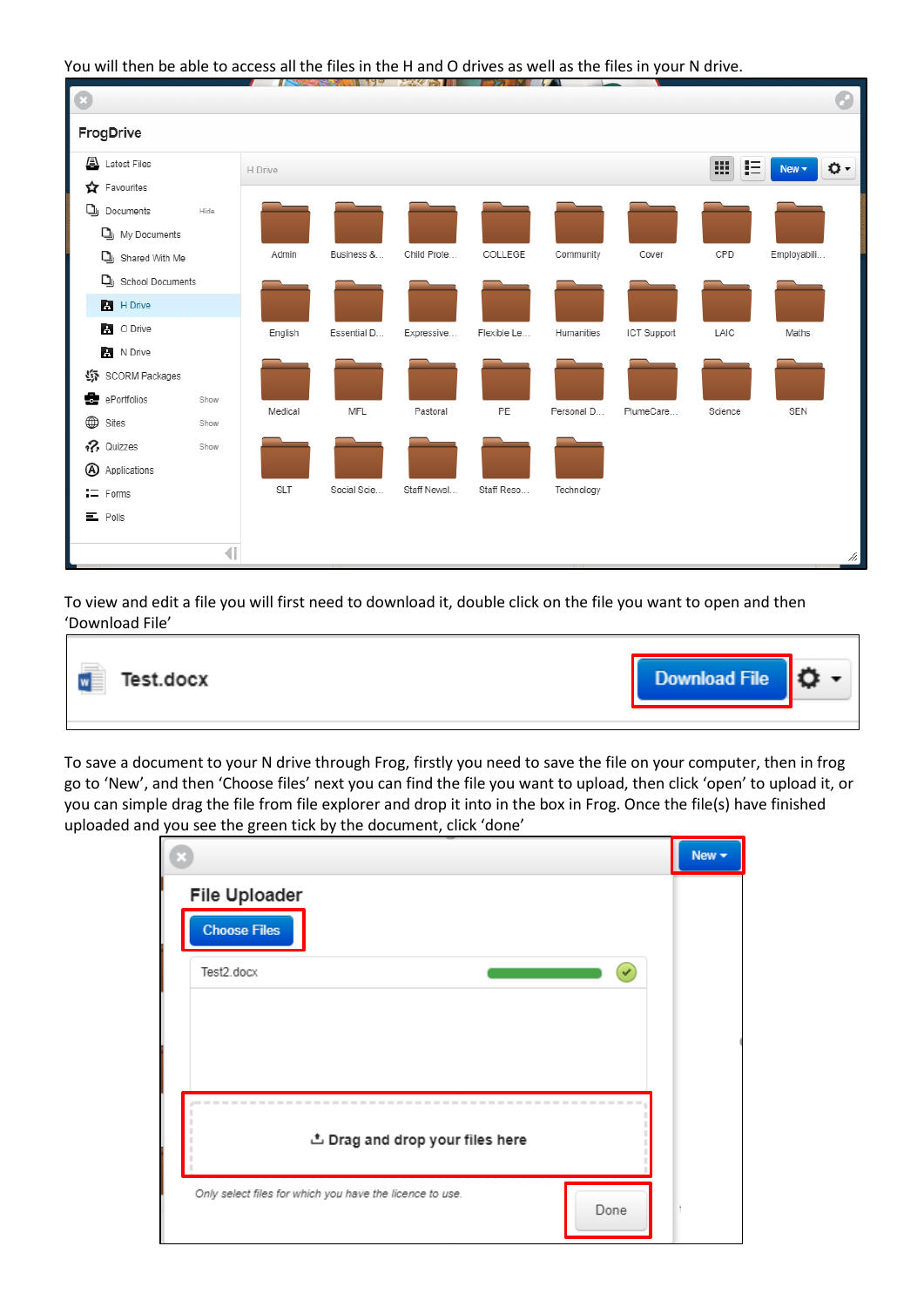You will then be able to access all the files in the H and O drives as well as the files in your N drive.

To view and edit a file you will first need to download it, double click on the file you want to open and then 'Download File'

To save a document to your N drive through Frog, firstly you need to save the file on your computer, then in frog go to 'New', and then 'Choose files' next you can find the file you want to upload, then click 'open' to upload it, or you can simple drag the file from file explorer and drop it into in the box in Frog. Once the file(s) have finished uploaded and you see the green tick by the document, click 'done'